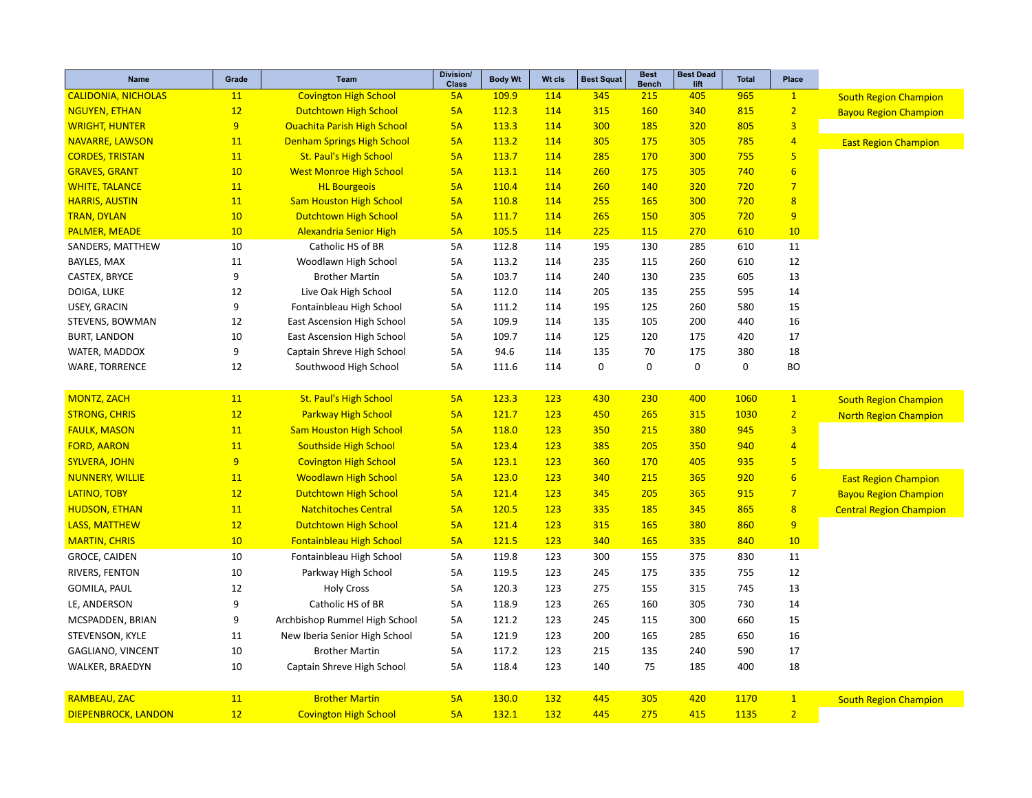| Name | Grade | Team | Division/ Class | Body Wt | Wt cls | Best Squat | Best Bench | Best Dead lift | Total | Place | |
|---|---|---|---|---|---|---|---|---|---|---|---|
| CALIDONIA, NICHOLAS | 11 | Covington High School | 5A | 109.9 | 114 | 345 | 215 | 405 | 965 | 1 | South Region Champion |
| NGUYEN, ETHAN | 12 | Dutchtown High School | 5A | 112.3 | 114 | 315 | 160 | 340 | 815 | 2 | Bayou Region Champion |
| WRIGHT, HUNTER | 9 | Ouachita Parish High School | 5A | 113.3 | 114 | 300 | 185 | 320 | 805 | 3 | |
| NAVARRE, LAWSON | 11 | Denham Springs High School | 5A | 113.2 | 114 | 305 | 175 | 305 | 785 | 4 | East Region Champion |
| CORDES, TRISTAN | 11 | St. Paul's High School | 5A | 113.7 | 114 | 285 | 170 | 300 | 755 | 5 | |
| GRAVES, GRANT | 10 | West Monroe High School | 5A | 113.1 | 114 | 260 | 175 | 305 | 740 | 6 | |
| WHITE, TALANCE | 11 | HL Bourgeois | 5A | 110.4 | 114 | 260 | 140 | 320 | 720 | 7 | |
| HARRIS, AUSTIN | 11 | Sam Houston High School | 5A | 110.8 | 114 | 255 | 165 | 300 | 720 | 8 | |
| TRAN, DYLAN | 10 | Dutchtown High School | 5A | 111.7 | 114 | 265 | 150 | 305 | 720 | 9 | |
| PALMER, MEADE | 10 | Alexandria Senior High | 5A | 105.5 | 114 | 225 | 115 | 270 | 610 | 10 | |
| SANDERS, MATTHEW | 10 | Catholic HS of BR | 5A | 112.8 | 114 | 195 | 130 | 285 | 610 | 11 | |
| BAYLES, MAX | 11 | Woodlawn High School | 5A | 113.2 | 114 | 235 | 115 | 260 | 610 | 12 | |
| CASTEX, BRYCE | 9 | Brother Martin | 5A | 103.7 | 114 | 240 | 130 | 235 | 605 | 13 | |
| DOIGA, LUKE | 12 | Live Oak High School | 5A | 112.0 | 114 | 205 | 135 | 255 | 595 | 14 | |
| USEY, GRACIN | 9 | Fontainbleau High School | 5A | 111.2 | 114 | 195 | 125 | 260 | 580 | 15 | |
| STEVENS, BOWMAN | 12 | East Ascension High School | 5A | 109.9 | 114 | 135 | 105 | 200 | 440 | 16 | |
| BURT, LANDON | 10 | East Ascension High School | 5A | 109.7 | 114 | 125 | 120 | 175 | 420 | 17 | |
| WATER, MADDOX | 9 | Captain Shreve High School | 5A | 94.6 | 114 | 135 | 70 | 175 | 380 | 18 | |
| WARE, TORRENCE | 12 | Southwood High School | 5A | 111.6 | 114 | 0 | 0 | 0 | 0 | BO | |
| | | | | | | | | | | | |
| MONTZ, ZACH | 11 | St. Paul's High School | 5A | 123.3 | 123 | 430 | 230 | 400 | 1060 | 1 | South Region Champion |
| STRONG, CHRIS | 12 | Parkway High School | 5A | 121.7 | 123 | 450 | 265 | 315 | 1030 | 2 | North Region Champion |
| FAULK, MASON | 11 | Sam Houston High School | 5A | 118.0 | 123 | 350 | 215 | 380 | 945 | 3 | |
| FORD, AARON | 11 | Southside High School | 5A | 123.4 | 123 | 385 | 205 | 350 | 940 | 4 | |
| SYLVERA, JOHN | 9 | Covington High School | 5A | 123.1 | 123 | 360 | 170 | 405 | 935 | 5 | |
| NUNNERY, WILLIE | 11 | Woodlawn High School | 5A | 123.0 | 123 | 340 | 215 | 365 | 920 | 6 | East Region Champion |
| LATINO, TOBY | 12 | Dutchtown High School | 5A | 121.4 | 123 | 345 | 205 | 365 | 915 | 7 | Bayou Region Champion |
| HUDSON, ETHAN | 11 | Natchitoches Central | 5A | 120.5 | 123 | 335 | 185 | 345 | 865 | 8 | Central Region Champion |
| LASS, MATTHEW | 12 | Dutchtown High School | 5A | 121.4 | 123 | 315 | 165 | 380 | 860 | 9 | |
| MARTIN, CHRIS | 10 | Fontainbleau High School | 5A | 121.5 | 123 | 340 | 165 | 335 | 840 | 10 | |
| GROCE, CAIDEN | 10 | Fontainbleau High School | 5A | 119.8 | 123 | 300 | 155 | 375 | 830 | 11 | |
| RIVERS, FENTON | 10 | Parkway High School | 5A | 119.5 | 123 | 245 | 175 | 335 | 755 | 12 | |
| GOMILA, PAUL | 12 | Holy Cross | 5A | 120.3 | 123 | 275 | 155 | 315 | 745 | 13 | |
| LE, ANDERSON | 9 | Catholic HS of BR | 5A | 118.9 | 123 | 265 | 160 | 305 | 730 | 14 | |
| MCSPADDEN, BRIAN | 9 | Archbishop Rummel High School | 5A | 121.2 | 123 | 245 | 115 | 300 | 660 | 15 | |
| STEVENSON, KYLE | 11 | New Iberia Senior High School | 5A | 121.9 | 123 | 200 | 165 | 285 | 650 | 16 | |
| GAGLIANO, VINCENT | 10 | Brother Martin | 5A | 117.2 | 123 | 215 | 135 | 240 | 590 | 17 | |
| WALKER, BRAEDYN | 10 | Captain Shreve High School | 5A | 118.4 | 123 | 140 | 75 | 185 | 400 | 18 | |
| | | | | | | | | | | | |
| RAMBEAU, ZAC | 11 | Brother Martin | 5A | 130.0 | 132 | 445 | 305 | 420 | 1170 | 1 | South Region Champion |
| DIEPENBROCK, LANDON | 12 | Covington High School | 5A | 132.1 | 132 | 445 | 275 | 415 | 1135 | 2 | |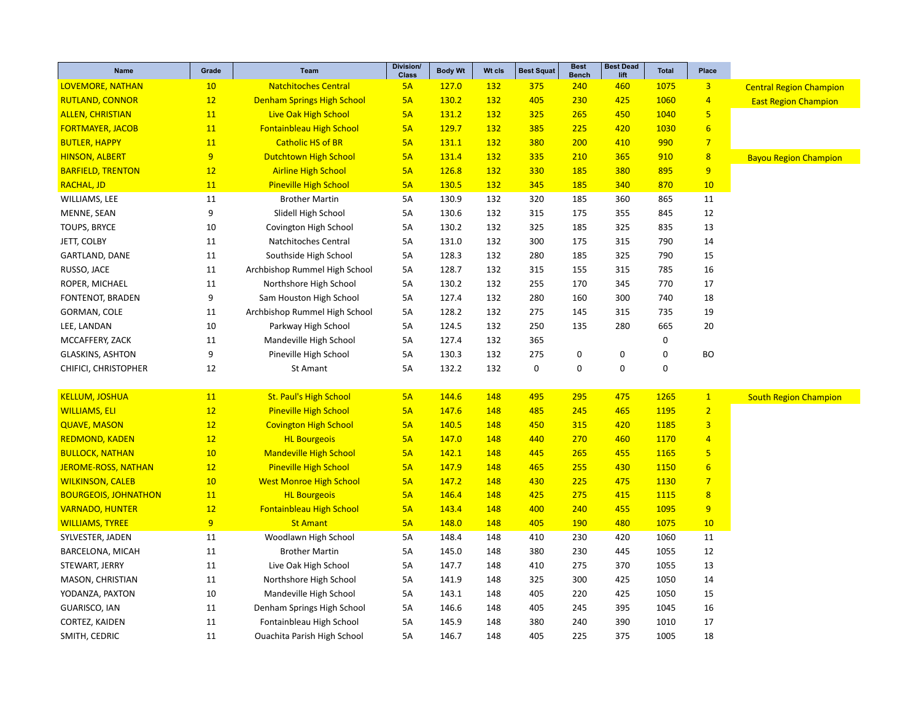| Name | Grade | Team | Division/ Class | Body Wt | Wt cls | Best Squat | Best Bench | Best Dead lift | Total | Place | |
|---|---|---|---|---|---|---|---|---|---|---|---|
| LOVEMORE, NATHAN | 10 | Natchitoches Central | 5A | 127.0 | 132 | 375 | 240 | 460 | 1075 | 3 | Central Region Champion |
| RUTLAND, CONNOR | 12 | Denham Springs High School | 5A | 130.2 | 132 | 405 | 230 | 425 | 1060 | 4 | East Region Champion |
| ALLEN, CHRISTIAN | 11 | Live Oak High School | 5A | 131.2 | 132 | 325 | 265 | 450 | 1040 | 5 | |
| FORTMAYER, JACOB | 11 | Fontainbleau High School | 5A | 129.7 | 132 | 385 | 225 | 420 | 1030 | 6 | |
| BUTLER, HAPPY | 11 | Catholic HS of BR | 5A | 131.1 | 132 | 380 | 200 | 410 | 990 | 7 | |
| HINSON, ALBERT | 9 | Dutchtown High School | 5A | 131.4 | 132 | 335 | 210 | 365 | 910 | 8 | Bayou Region Champion |
| BARFIELD, TRENTON | 12 | Airline High School | 5A | 126.8 | 132 | 330 | 185 | 380 | 895 | 9 | |
| RACHAL, JD | 11 | Pineville High School | 5A | 130.5 | 132 | 345 | 185 | 340 | 870 | 10 | |
| WILLIAMS, LEE | 11 | Brother Martin | 5A | 130.9 | 132 | 320 | 185 | 360 | 865 | 11 | |
| MENNE, SEAN | 9 | Slidell High School | 5A | 130.6 | 132 | 315 | 175 | 355 | 845 | 12 | |
| TOUPS, BRYCE | 10 | Covington High School | 5A | 130.2 | 132 | 325 | 185 | 325 | 835 | 13 | |
| JETT, COLBY | 11 | Natchitoches Central | 5A | 131.0 | 132 | 300 | 175 | 315 | 790 | 14 | |
| GARTLAND, DANE | 11 | Southside High School | 5A | 128.3 | 132 | 280 | 185 | 325 | 790 | 15 | |
| RUSSO, JACE | 11 | Archbishop Rummel High School | 5A | 128.7 | 132 | 315 | 155 | 315 | 785 | 16 | |
| ROPER, MICHAEL | 11 | Northshore High School | 5A | 130.2 | 132 | 255 | 170 | 345 | 770 | 17 | |
| FONTENOT, BRADEN | 9 | Sam Houston High School | 5A | 127.4 | 132 | 280 | 160 | 300 | 740 | 18 | |
| GORMAN, COLE | 11 | Archbishop Rummel High School | 5A | 128.2 | 132 | 275 | 145 | 315 | 735 | 19 | |
| LEE, LANDAN | 10 | Parkway High School | 5A | 124.5 | 132 | 250 | 135 | 280 | 665 | 20 | |
| MCCAFFERY, ZACK | 11 | Mandeville High School | 5A | 127.4 | 132 | 365 | | | 0 | | |
| GLASKINS, ASHTON | 9 | Pineville High School | 5A | 130.3 | 132 | 275 | 0 | 0 | 0 | BO | |
| CHIFICI, CHRISTOPHER | 12 | St Amant | 5A | 132.2 | 132 | 0 | 0 | 0 | 0 | | |
| | | | | | | | | | | | |
| KELLUM, JOSHUA | 11 | St. Paul's High School | 5A | 144.6 | 148 | 495 | 295 | 475 | 1265 | 1 | South Region Champion |
| WILLIAMS, ELI | 12 | Pineville High School | 5A | 147.6 | 148 | 485 | 245 | 465 | 1195 | 2 | |
| QUAVE, MASON | 12 | Covington High School | 5A | 140.5 | 148 | 450 | 315 | 420 | 1185 | 3 | |
| REDMOND, KADEN | 12 | HL Bourgeois | 5A | 147.0 | 148 | 440 | 270 | 460 | 1170 | 4 | |
| BULLOCK, NATHAN | 10 | Mandeville High School | 5A | 142.1 | 148 | 445 | 265 | 455 | 1165 | 5 | |
| JEROME-ROSS, NATHAN | 12 | Pineville High School | 5A | 147.9 | 148 | 465 | 255 | 430 | 1150 | 6 | |
| WILKINSON, CALEB | 10 | West Monroe High School | 5A | 147.2 | 148 | 430 | 225 | 475 | 1130 | 7 | |
| BOURGEOIS, JOHNATHON | 11 | HL Bourgeois | 5A | 146.4 | 148 | 425 | 275 | 415 | 1115 | 8 | |
| VARNADO, HUNTER | 12 | Fontainbleau High School | 5A | 143.4 | 148 | 400 | 240 | 455 | 1095 | 9 | |
| WILLIAMS, TYREE | 9 | St Amant | 5A | 148.0 | 148 | 405 | 190 | 480 | 1075 | 10 | |
| SYLVESTER, JADEN | 11 | Woodlawn High School | 5A | 148.4 | 148 | 410 | 230 | 420 | 1060 | 11 | |
| BARCELONA, MICAH | 11 | Brother Martin | 5A | 145.0 | 148 | 380 | 230 | 445 | 1055 | 12 | |
| STEWART, JERRY | 11 | Live Oak High School | 5A | 147.7 | 148 | 410 | 275 | 370 | 1055 | 13 | |
| MASON, CHRISTIAN | 11 | Northshore High School | 5A | 141.9 | 148 | 325 | 300 | 425 | 1050 | 14 | |
| YODANZA, PAXTON | 10 | Mandeville High School | 5A | 143.1 | 148 | 405 | 220 | 425 | 1050 | 15 | |
| GUARISCO, IAN | 11 | Denham Springs High School | 5A | 146.6 | 148 | 405 | 245 | 395 | 1045 | 16 | |
| CORTEZ, KAIDEN | 11 | Fontainbleau High School | 5A | 145.9 | 148 | 380 | 240 | 390 | 1010 | 17 | |
| SMITH, CEDRIC | 11 | Ouachita Parish High School | 5A | 146.7 | 148 | 405 | 225 | 375 | 1005 | 18 | |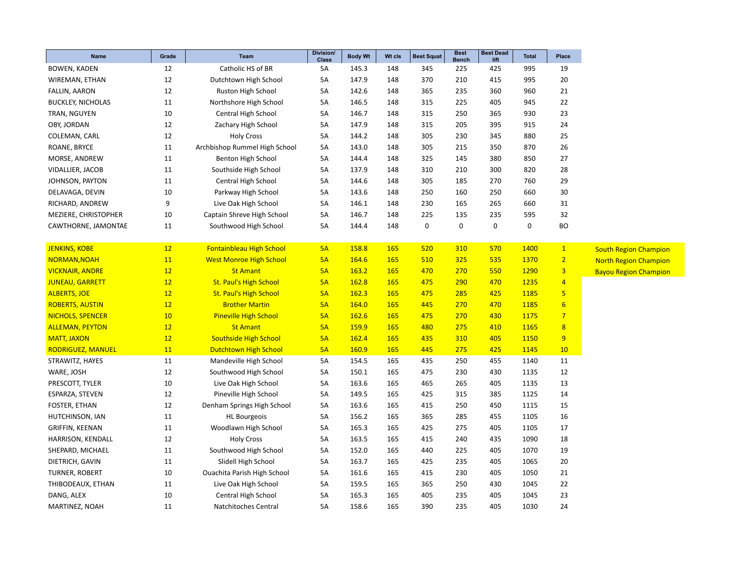| Name | Grade | Team | Division/ Class | Body Wt | Wt cls | Best Squat | Best Bench | Best Dead lift | Total | Place | |
|---|---|---|---|---|---|---|---|---|---|---|---|
| BOWEN, KADEN | 12 | Catholic HS of BR | 5A | 145.3 | 148 | 345 | 225 | 425 | 995 | 19 | |
| WIREMAN, ETHAN | 12 | Dutchtown High School | 5A | 147.9 | 148 | 370 | 210 | 415 | 995 | 20 | |
| FALLIN, AARON | 12 | Ruston High School | 5A | 142.6 | 148 | 365 | 235 | 360 | 960 | 21 | |
| BUCKLEY, NICHOLAS | 11 | Northshore High School | 5A | 146.5 | 148 | 315 | 225 | 405 | 945 | 22 | |
| TRAN, NGUYEN | 10 | Central High School | 5A | 146.7 | 148 | 315 | 250 | 365 | 930 | 23 | |
| OBY, JORDAN | 12 | Zachary High School | 5A | 147.9 | 148 | 315 | 205 | 395 | 915 | 24 | |
| COLEMAN, CARL | 12 | Holy Cross | 5A | 144.2 | 148 | 305 | 230 | 345 | 880 | 25 | |
| ROANE, BRYCE | 11 | Archbishop Rummel High School | 5A | 143.0 | 148 | 305 | 215 | 350 | 870 | 26 | |
| MORSE, ANDREW | 11 | Benton High School | 5A | 144.4 | 148 | 325 | 145 | 380 | 850 | 27 | |
| VIDALLIER, JACOB | 11 | Southside High School | 5A | 137.9 | 148 | 310 | 210 | 300 | 820 | 28 | |
| JOHNSON, PAYTON | 11 | Central High School | 5A | 144.6 | 148 | 305 | 185 | 270 | 760 | 29 | |
| DELAVAGA, DEVIN | 10 | Parkway High School | 5A | 143.6 | 148 | 250 | 160 | 250 | 660 | 30 | |
| RICHARD, ANDREW | 9 | Live Oak High School | 5A | 146.1 | 148 | 230 | 165 | 265 | 660 | 31 | |
| MEZIERE, CHRISTOPHER | 10 | Captain Shreve High School | 5A | 146.7 | 148 | 225 | 135 | 235 | 595 | 32 | |
| CAWTHORNE, JAMONTAE | 11 | Southwood High School | 5A | 144.4 | 148 | 0 | 0 | 0 | 0 | BO | |
| | | | | | | | | | | | |
| JENKINS, KOBE | 12 | Fontainbleau High School | 5A | 158.8 | 165 | 520 | 310 | 570 | 1400 | 1 | South Region Champion |
| NORMAN,NOAH | 11 | West Monroe High School | 5A | 164.6 | 165 | 510 | 325 | 535 | 1370 | 2 | North Region Champion |
| VICKNAIR, ANDRE | 12 | St Amant | 5A | 163.2 | 165 | 470 | 270 | 550 | 1290 | 3 | Bayou Region Champion |
| JUNEAU, GARRETT | 12 | St. Paul's High School | 5A | 162.8 | 165 | 475 | 290 | 470 | 1235 | 4 | |
| ALBERTS, JOE | 12 | St. Paul's High School | 5A | 162.3 | 165 | 475 | 285 | 425 | 1185 | 5 | |
| ROBERTS, AUSTIN | 12 | Brother Martin | 5A | 164.0 | 165 | 445 | 270 | 470 | 1185 | 6 | |
| NICHOLS, SPENCER | 10 | Pineville High School | 5A | 162.6 | 165 | 475 | 270 | 430 | 1175 | 7 | |
| ALLEMAN, PEYTON | 12 | St Amant | 5A | 159.9 | 165 | 480 | 275 | 410 | 1165 | 8 | |
| MATT, JAXON | 12 | Southside High School | 5A | 162.4 | 165 | 435 | 310 | 405 | 1150 | 9 | |
| RODRIGUEZ, MANUEL | 11 | Dutchtown High School | 5A | 160.9 | 165 | 445 | 275 | 425 | 1145 | 10 | |
| STRAWITZ, HAYES | 11 | Mandeville High School | 5A | 154.5 | 165 | 435 | 250 | 455 | 1140 | 11 | |
| WARE, JOSH | 12 | Southwood High School | 5A | 150.1 | 165 | 475 | 230 | 430 | 1135 | 12 | |
| PRESCOTT, TYLER | 10 | Live Oak High School | 5A | 163.6 | 165 | 465 | 265 | 405 | 1135 | 13 | |
| ESPARZA, STEVEN | 12 | Pineville High School | 5A | 149.5 | 165 | 425 | 315 | 385 | 1125 | 14 | |
| FOSTER, ETHAN | 12 | Denham Springs High School | 5A | 163.6 | 165 | 415 | 250 | 450 | 1115 | 15 | |
| HUTCHINSON, IAN | 11 | HL Bourgeois | 5A | 156.2 | 165 | 365 | 285 | 455 | 1105 | 16 | |
| GRIFFIN, KEENAN | 11 | Woodlawn High School | 5A | 165.3 | 165 | 425 | 275 | 405 | 1105 | 17 | |
| HARRISON, KENDALL | 12 | Holy Cross | 5A | 163.5 | 165 | 415 | 240 | 435 | 1090 | 18 | |
| SHEPARD, MICHAEL | 11 | Southwood High School | 5A | 152.0 | 165 | 440 | 225 | 405 | 1070 | 19 | |
| DIETRICH, GAVIN | 11 | Slidell High School | 5A | 163.7 | 165 | 425 | 235 | 405 | 1065 | 20 | |
| TURNER, ROBERT | 10 | Ouachita Parish High School | 5A | 161.6 | 165 | 415 | 230 | 405 | 1050 | 21 | |
| THIBODEAUX, ETHAN | 11 | Live Oak High School | 5A | 159.5 | 165 | 365 | 250 | 430 | 1045 | 22 | |
| DANG, ALEX | 10 | Central High School | 5A | 165.3 | 165 | 405 | 235 | 405 | 1045 | 23 | |
| MARTINEZ, NOAH | 11 | Natchitoches Central | 5A | 158.6 | 165 | 390 | 235 | 405 | 1030 | 24 | |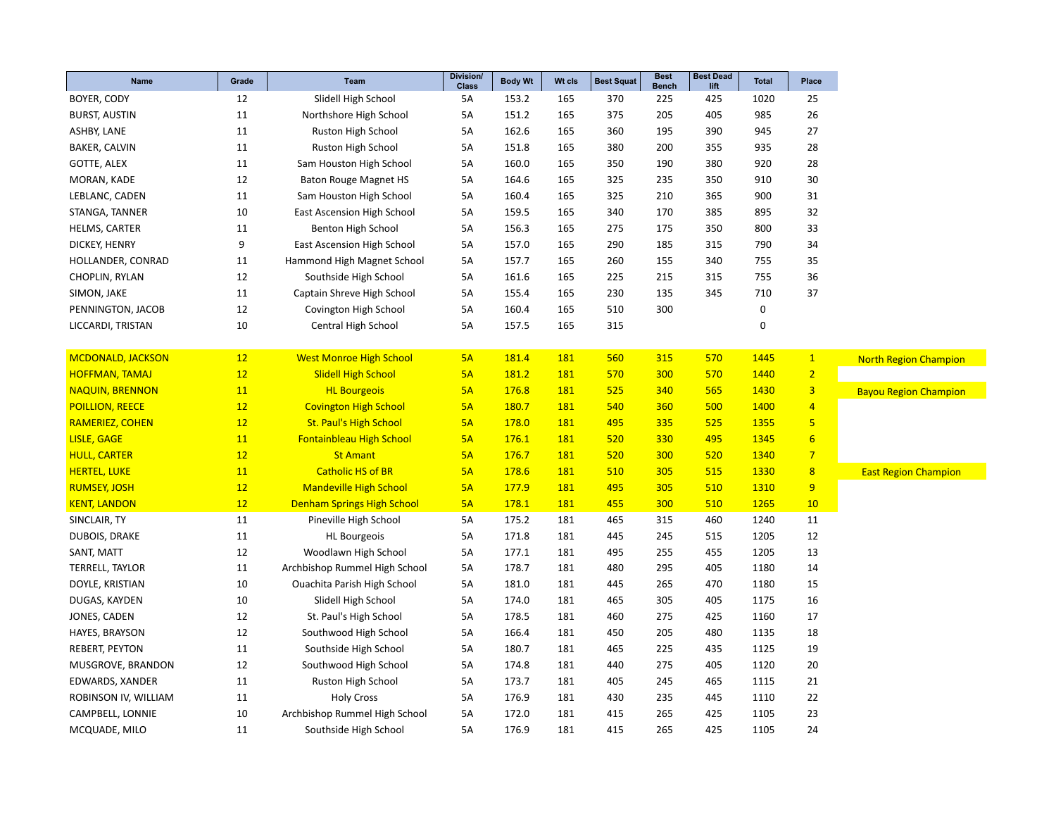| Name | Grade | Team | Division/ Class | Body Wt | Wt cls | Best Squat | Best Bench | Best Dead lift | Total | Place | |
|---|---|---|---|---|---|---|---|---|---|---|---|
| BOYER, CODY | 12 | Slidell High School | 5A | 153.2 | 165 | 370 | 225 | 425 | 1020 | 25 | |
| BURST, AUSTIN | 11 | Northshore High School | 5A | 151.2 | 165 | 375 | 205 | 405 | 985 | 26 | |
| ASHBY, LANE | 11 | Ruston High School | 5A | 162.6 | 165 | 360 | 195 | 390 | 945 | 27 | |
| BAKER, CALVIN | 11 | Ruston High School | 5A | 151.8 | 165 | 380 | 200 | 355 | 935 | 28 | |
| GOTTE, ALEX | 11 | Sam Houston High School | 5A | 160.0 | 165 | 350 | 190 | 380 | 920 | 28 | |
| MORAN, KADE | 12 | Baton Rouge Magnet HS | 5A | 164.6 | 165 | 325 | 235 | 350 | 910 | 30 | |
| LEBLANC, CADEN | 11 | Sam Houston High School | 5A | 160.4 | 165 | 325 | 210 | 365 | 900 | 31 | |
| STANGA, TANNER | 10 | East Ascension High School | 5A | 159.5 | 165 | 340 | 170 | 385 | 895 | 32 | |
| HELMS, CARTER | 11 | Benton High School | 5A | 156.3 | 165 | 275 | 175 | 350 | 800 | 33 | |
| DICKEY, HENRY | 9 | East Ascension High School | 5A | 157.0 | 165 | 290 | 185 | 315 | 790 | 34 | |
| HOLLANDER, CONRAD | 11 | Hammond High Magnet School | 5A | 157.7 | 165 | 260 | 155 | 340 | 755 | 35 | |
| CHOPLIN, RYLAN | 12 | Southside High School | 5A | 161.6 | 165 | 225 | 215 | 315 | 755 | 36 | |
| SIMON, JAKE | 11 | Captain Shreve High School | 5A | 155.4 | 165 | 230 | 135 | 345 | 710 | 37 | |
| PENNINGTON, JACOB | 12 | Covington High School | 5A | 160.4 | 165 | 510 | 300 | | 0 | | |
| LICCARDI, TRISTAN | 10 | Central High School | 5A | 157.5 | 165 | 315 | | | 0 | | |
| | | | | | | | | | | | |
| MCDONALD, JACKSON | 12 | West Monroe High School | 5A | 181.4 | 181 | 560 | 315 | 570 | 1445 | 1 | North Region Champion |
| HOFFMAN, TAMAJ | 12 | Slidell High School | 5A | 181.2 | 181 | 570 | 300 | 570 | 1440 | 2 | |
| NAQUIN, BRENNON | 11 | HL Bourgeois | 5A | 176.8 | 181 | 525 | 340 | 565 | 1430 | 3 | Bayou Region Champion |
| POILLION, REECE | 12 | Covington High School | 5A | 180.7 | 181 | 540 | 360 | 500 | 1400 | 4 | |
| RAMERIEZ, COHEN | 12 | St. Paul's High School | 5A | 178.0 | 181 | 495 | 335 | 525 | 1355 | 5 | |
| LISLE, GAGE | 11 | Fontainbleau High School | 5A | 176.1 | 181 | 520 | 330 | 495 | 1345 | 6 | |
| HULL, CARTER | 12 | St Amant | 5A | 176.7 | 181 | 520 | 300 | 520 | 1340 | 7 | |
| HERTEL, LUKE | 11 | Catholic HS of BR | 5A | 178.6 | 181 | 510 | 305 | 515 | 1330 | 8 | East Region Champion |
| RUMSEY, JOSH | 12 | Mandeville High School | 5A | 177.9 | 181 | 495 | 305 | 510 | 1310 | 9 | |
| KENT, LANDON | 12 | Denham Springs High School | 5A | 178.1 | 181 | 455 | 300 | 510 | 1265 | 10 | |
| SINCLAIR, TY | 11 | Pineville High School | 5A | 175.2 | 181 | 465 | 315 | 460 | 1240 | 11 | |
| DUBOIS, DRAKE | 11 | HL Bourgeois | 5A | 171.8 | 181 | 445 | 245 | 515 | 1205 | 12 | |
| SANT, MATT | 12 | Woodlawn High School | 5A | 177.1 | 181 | 495 | 255 | 455 | 1205 | 13 | |
| TERRELL, TAYLOR | 11 | Archbishop Rummel High School | 5A | 178.7 | 181 | 480 | 295 | 405 | 1180 | 14 | |
| DOYLE, KRISTIAN | 10 | Ouachita Parish High School | 5A | 181.0 | 181 | 445 | 265 | 470 | 1180 | 15 | |
| DUGAS, KAYDEN | 10 | Slidell High School | 5A | 174.0 | 181 | 465 | 305 | 405 | 1175 | 16 | |
| JONES, CADEN | 12 | St. Paul's High School | 5A | 178.5 | 181 | 460 | 275 | 425 | 1160 | 17 | |
| HAYES, BRAYSON | 12 | Southwood High School | 5A | 166.4 | 181 | 450 | 205 | 480 | 1135 | 18 | |
| REBERT, PEYTON | 11 | Southside High School | 5A | 180.7 | 181 | 465 | 225 | 435 | 1125 | 19 | |
| MUSGROVE, BRANDON | 12 | Southwood High School | 5A | 174.8 | 181 | 440 | 275 | 405 | 1120 | 20 | |
| EDWARDS, XANDER | 11 | Ruston High School | 5A | 173.7 | 181 | 405 | 245 | 465 | 1115 | 21 | |
| ROBINSON IV, WILLIAM | 11 | Holy Cross | 5A | 176.9 | 181 | 430 | 235 | 445 | 1110 | 22 | |
| CAMPBELL, LONNIE | 10 | Archbishop Rummel High School | 5A | 172.0 | 181 | 415 | 265 | 425 | 1105 | 23 | |
| MCQUADE, MILO | 11 | Southside High School | 5A | 176.9 | 181 | 415 | 265 | 425 | 1105 | 24 | |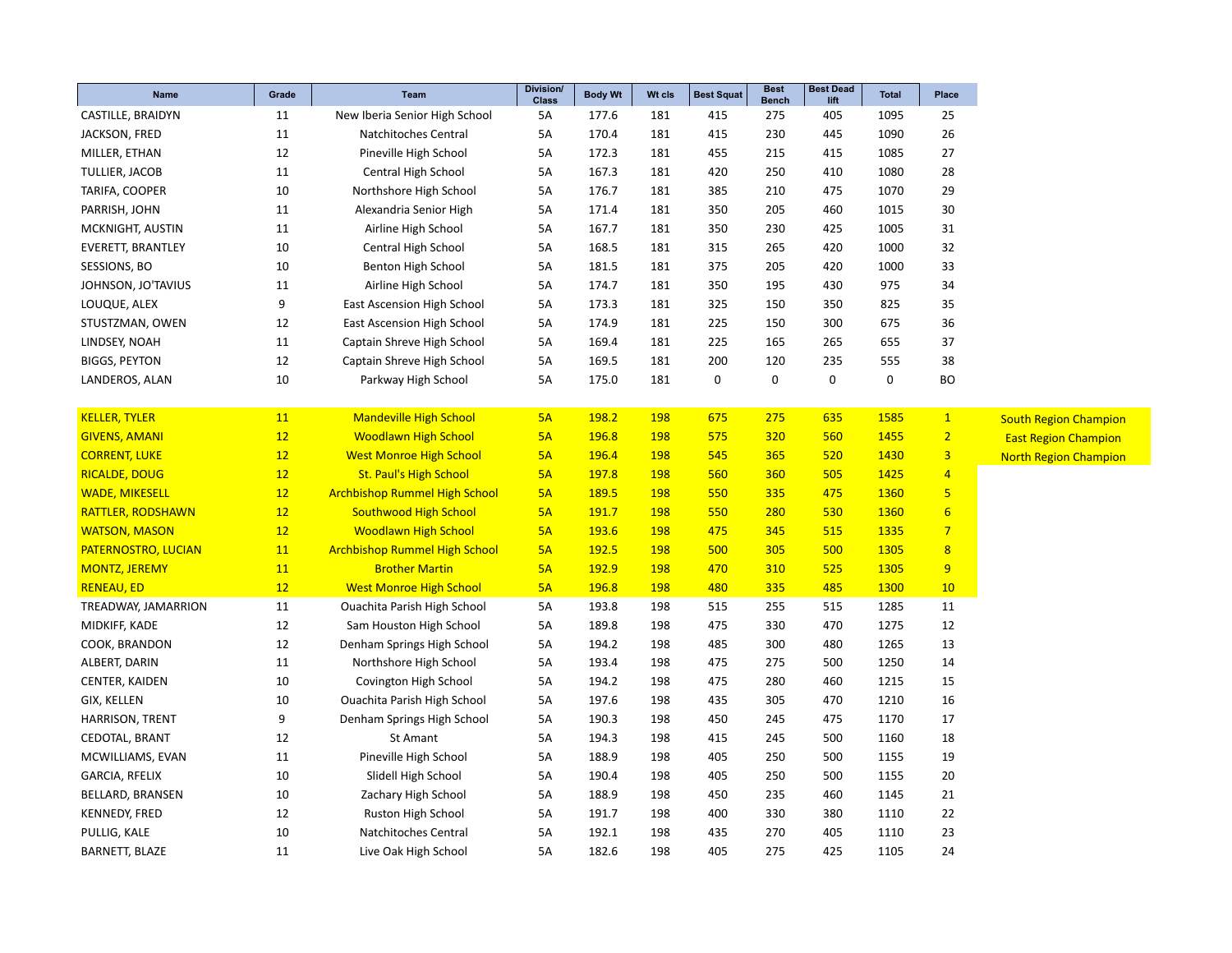| Name | Grade | Team | Division/ Class | Body Wt | Wt cls | Best Squat | Best Bench | Best Dead lift | Total | Place | |
|---|---|---|---|---|---|---|---|---|---|---|---|
| CASTILLE, BRAIDYN | 11 | New Iberia Senior High School | 5A | 177.6 | 181 | 415 | 275 | 405 | 1095 | 25 | |
| JACKSON, FRED | 11 | Natchitoches Central | 5A | 170.4 | 181 | 415 | 230 | 445 | 1090 | 26 | |
| MILLER, ETHAN | 12 | Pineville High School | 5A | 172.3 | 181 | 455 | 215 | 415 | 1085 | 27 | |
| TULLIER, JACOB | 11 | Central High School | 5A | 167.3 | 181 | 420 | 250 | 410 | 1080 | 28 | |
| TARIFA, COOPER | 10 | Northshore High School | 5A | 176.7 | 181 | 385 | 210 | 475 | 1070 | 29 | |
| PARRISH, JOHN | 11 | Alexandria Senior High | 5A | 171.4 | 181 | 350 | 205 | 460 | 1015 | 30 | |
| MCKNIGHT, AUSTIN | 11 | Airline High School | 5A | 167.7 | 181 | 350 | 230 | 425 | 1005 | 31 | |
| EVERETT, BRANTLEY | 10 | Central High School | 5A | 168.5 | 181 | 315 | 265 | 420 | 1000 | 32 | |
| SESSIONS, BO | 10 | Benton High School | 5A | 181.5 | 181 | 375 | 205 | 420 | 1000 | 33 | |
| JOHNSON, JO'TAVIUS | 11 | Airline High School | 5A | 174.7 | 181 | 350 | 195 | 430 | 975 | 34 | |
| LOUQUE, ALEX | 9 | East Ascension High School | 5A | 173.3 | 181 | 325 | 150 | 350 | 825 | 35 | |
| STUTZMAN, OWEN | 12 | East Ascension High School | 5A | 174.9 | 181 | 225 | 150 | 300 | 675 | 36 | |
| LINDSEY, NOAH | 11 | Captain Shreve High School | 5A | 169.4 | 181 | 225 | 165 | 265 | 655 | 37 | |
| BIGGS, PEYTON | 12 | Captain Shreve High School | 5A | 169.5 | 181 | 200 | 120 | 235 | 555 | 38 | |
| LANDEROS, ALAN | 10 | Parkway High School | 5A | 175.0 | 181 | 0 | 0 | 0 | 0 | BO | |
| | | | | | | | | | | | |
| KELLER, TYLER | 11 | Mandeville High School | 5A | 198.2 | 198 | 675 | 275 | 635 | 1585 | 1 | South Region Champion |
| GIVENS, AMANI | 12 | Woodlawn High School | 5A | 196.8 | 198 | 575 | 320 | 560 | 1455 | 2 | East Region Champion |
| CORRENT, LUKE | 12 | West Monroe High School | 5A | 196.4 | 198 | 545 | 365 | 520 | 1430 | 3 | North Region Champion |
| RICALDE, DOUG | 12 | St. Paul's High School | 5A | 197.8 | 198 | 560 | 360 | 505 | 1425 | 4 | |
| WADE, MIKESELL | 12 | Archbishop Rummel High School | 5A | 189.5 | 198 | 550 | 335 | 475 | 1360 | 5 | |
| RATTLER, RODSHAWN | 12 | Southwood High School | 5A | 191.7 | 198 | 550 | 280 | 530 | 1360 | 6 | |
| WATSON, MASON | 12 | Woodlawn High School | 5A | 193.6 | 198 | 475 | 345 | 515 | 1335 | 7 | |
| PATERNOSTRO, LUCIAN | 11 | Archbishop Rummel High School | 5A | 192.5 | 198 | 500 | 305 | 500 | 1305 | 8 | |
| MONTZ, JEREMY | 11 | Brother Martin | 5A | 192.9 | 198 | 470 | 310 | 525 | 1305 | 9 | |
| RENEAU, ED | 12 | West Monroe High School | 5A | 196.8 | 198 | 480 | 335 | 485 | 1300 | 10 | |
| TREADWAY, JAMARRION | 11 | Ouachita Parish High School | 5A | 193.8 | 198 | 515 | 255 | 515 | 1285 | 11 | |
| MIDKIFF, KADE | 12 | Sam Houston High School | 5A | 189.8 | 198 | 475 | 330 | 470 | 1275 | 12 | |
| COOK, BRANDON | 12 | Denham Springs High School | 5A | 194.2 | 198 | 485 | 300 | 480 | 1265 | 13 | |
| ALBERT, DARIN | 11 | Northshore High School | 5A | 193.4 | 198 | 475 | 275 | 500 | 1250 | 14 | |
| CENTER, KAIDEN | 10 | Covington High School | 5A | 194.2 | 198 | 475 | 280 | 460 | 1215 | 15 | |
| GIX, KELLEN | 10 | Ouachita Parish High School | 5A | 197.6 | 198 | 435 | 305 | 470 | 1210 | 16 | |
| HARRISON, TRENT | 9 | Denham Springs High School | 5A | 190.3 | 198 | 450 | 245 | 475 | 1170 | 17 | |
| CEDOTAL, BRANT | 12 | St Amant | 5A | 194.3 | 198 | 415 | 245 | 500 | 1160 | 18 | |
| MCWILLIAMS, EVAN | 11 | Pineville High School | 5A | 188.9 | 198 | 405 | 250 | 500 | 1155 | 19 | |
| GARCIA, RFELIX | 10 | Slidell High School | 5A | 190.4 | 198 | 405 | 250 | 500 | 1155 | 20 | |
| BELLARD, BRANSEN | 10 | Zachary High School | 5A | 188.9 | 198 | 450 | 235 | 460 | 1145 | 21 | |
| KENNEDY, FRED | 12 | Ruston High School | 5A | 191.7 | 198 | 400 | 330 | 380 | 1110 | 22 | |
| PULLIG, KALE | 10 | Natchitoches Central | 5A | 192.1 | 198 | 435 | 270 | 405 | 1110 | 23 | |
| BARNETT, BLAZE | 11 | Live Oak High School | 5A | 182.6 | 198 | 405 | 275 | 425 | 1105 | 24 | |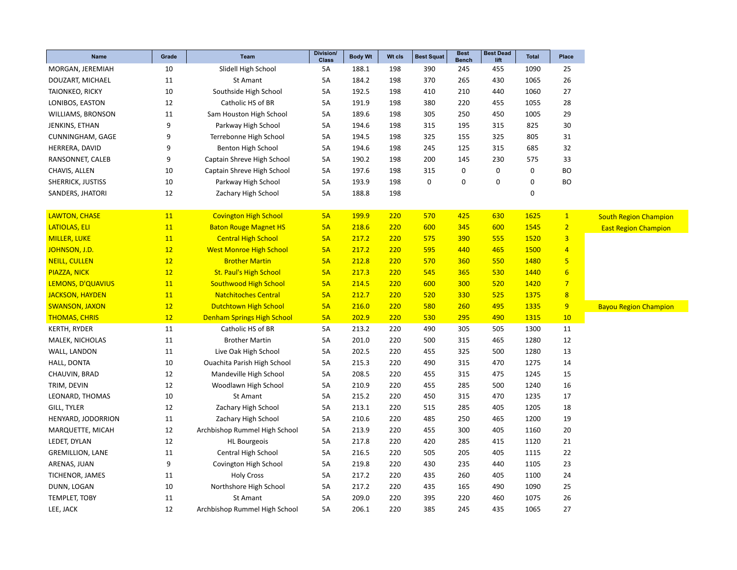| Name | Grade | Team | Division/ Class | Body Wt | Wt cls | Best Squat | Best Bench | Best Dead lift | Total | Place | |
|---|---|---|---|---|---|---|---|---|---|---|---|
| MORGAN, JEREMIAH | 10 | Slidell High School | 5A | 188.1 | 198 | 390 | 245 | 455 | 1090 | 25 | |
| DOUZART, MICHAEL | 11 | St Amant | 5A | 184.2 | 198 | 370 | 265 | 430 | 1065 | 26 | |
| TAIONKEO, RICKY | 10 | Southside High School | 5A | 192.5 | 198 | 410 | 210 | 440 | 1060 | 27 | |
| LONIBOS, EASTON | 12 | Catholic HS of BR | 5A | 191.9 | 198 | 380 | 220 | 455 | 1055 | 28 | |
| WILLIAMS, BRONSON | 11 | Sam Houston High School | 5A | 189.6 | 198 | 305 | 250 | 450 | 1005 | 29 | |
| JENKINS, ETHAN | 9 | Parkway High School | 5A | 194.6 | 198 | 315 | 195 | 315 | 825 | 30 | |
| CUNNINGHAM, GAGE | 9 | Terrebonne High School | 5A | 194.5 | 198 | 325 | 155 | 325 | 805 | 31 | |
| HERRERA, DAVID | 9 | Benton High School | 5A | 194.6 | 198 | 245 | 125 | 315 | 685 | 32 | |
| RANSONNET, CALEB | 9 | Captain Shreve High School | 5A | 190.2 | 198 | 200 | 145 | 230 | 575 | 33 | |
| CHAVIS, ALLEN | 10 | Captain Shreve High School | 5A | 197.6 | 198 | 315 | 0 | 0 | 0 | BO | |
| SHERRICK, JUSTISS | 10 | Parkway High School | 5A | 193.9 | 198 | 0 | 0 | 0 | 0 | BO | |
| SANDERS, JHATORI | 12 | Zachary High School | 5A | 188.8 | 198 | | | | 0 | | |
| | | | | | | | | | | | |
| LAWTON, CHASE | 11 | Covington High School | 5A | 199.9 | 220 | 570 | 425 | 630 | 1625 | 1 | South Region Champion |
| LATIOLAS, ELI | 11 | Baton Rouge Magnet HS | 5A | 218.6 | 220 | 600 | 345 | 600 | 1545 | 2 | East Region Champion |
| MILLER, LUKE | 11 | Central High School | 5A | 217.2 | 220 | 575 | 390 | 555 | 1520 | 3 | |
| JOHNSON, J.D. | 12 | West Monroe High School | 5A | 217.2 | 220 | 595 | 440 | 465 | 1500 | 4 | |
| NEILL, CULLEN | 12 | Brother Martin | 5A | 212.8 | 220 | 570 | 360 | 550 | 1480 | 5 | |
| PIAZZA, NICK | 12 | St. Paul's High School | 5A | 217.3 | 220 | 545 | 365 | 530 | 1440 | 6 | |
| LEMONS, D'QUAVIUS | 11 | Southwood High School | 5A | 214.5 | 220 | 600 | 300 | 520 | 1420 | 7 | |
| JACKSON, HAYDEN | 11 | Natchitoches Central | 5A | 212.7 | 220 | 520 | 330 | 525 | 1375 | 8 | |
| SWANSON, JAXON | 12 | Dutchtown High School | 5A | 216.0 | 220 | 580 | 260 | 495 | 1335 | 9 | Bayou Region Champion |
| THOMAS, CHRIS | 12 | Denham Springs High School | 5A | 202.9 | 220 | 530 | 295 | 490 | 1315 | 10 | |
| KERTH, RYDER | 11 | Catholic HS of BR | 5A | 213.2 | 220 | 490 | 305 | 505 | 1300 | 11 | |
| MALEK, NICHOLAS | 11 | Brother Martin | 5A | 201.0 | 220 | 500 | 315 | 465 | 1280 | 12 | |
| WALL, LANDON | 11 | Live Oak High School | 5A | 202.5 | 220 | 455 | 325 | 500 | 1280 | 13 | |
| HALL, DONTA | 10 | Ouachita Parish High School | 5A | 215.3 | 220 | 490 | 315 | 470 | 1275 | 14 | |
| CHAUVIN, BRAD | 12 | Mandeville High School | 5A | 208.5 | 220 | 455 | 315 | 475 | 1245 | 15 | |
| TRIM, DEVIN | 12 | Woodlawn High School | 5A | 210.9 | 220 | 455 | 285 | 500 | 1240 | 16 | |
| LEONARD, THOMAS | 10 | St Amant | 5A | 215.2 | 220 | 450 | 315 | 470 | 1235 | 17 | |
| GILL, TYLER | 12 | Zachary High School | 5A | 213.1 | 220 | 515 | 285 | 405 | 1205 | 18 | |
| HENYARD, JODORRION | 11 | Zachary High School | 5A | 210.6 | 220 | 485 | 250 | 465 | 1200 | 19 | |
| MARQUETTE, MICAH | 12 | Archbishop Rummel High School | 5A | 213.9 | 220 | 455 | 300 | 405 | 1160 | 20 | |
| LEDET, DYLAN | 12 | HL Bourgeois | 5A | 217.8 | 220 | 420 | 285 | 415 | 1120 | 21 | |
| GREMILLION, LANE | 11 | Central High School | 5A | 216.5 | 220 | 505 | 205 | 405 | 1115 | 22 | |
| ARENAS, JUAN | 9 | Covington High School | 5A | 219.8 | 220 | 430 | 235 | 440 | 1105 | 23 | |
| TICHENOR, JAMES | 11 | Holy Cross | 5A | 217.2 | 220 | 435 | 260 | 405 | 1100 | 24 | |
| DUNN, LOGAN | 10 | Northshore High School | 5A | 217.2 | 220 | 435 | 165 | 490 | 1090 | 25 | |
| TEMPLET, TOBY | 11 | St Amant | 5A | 209.0 | 220 | 395 | 220 | 460 | 1075 | 26 | |
| LEE, JACK | 12 | Archbishop Rummel High School | 5A | 206.1 | 220 | 385 | 245 | 435 | 1065 | 27 | |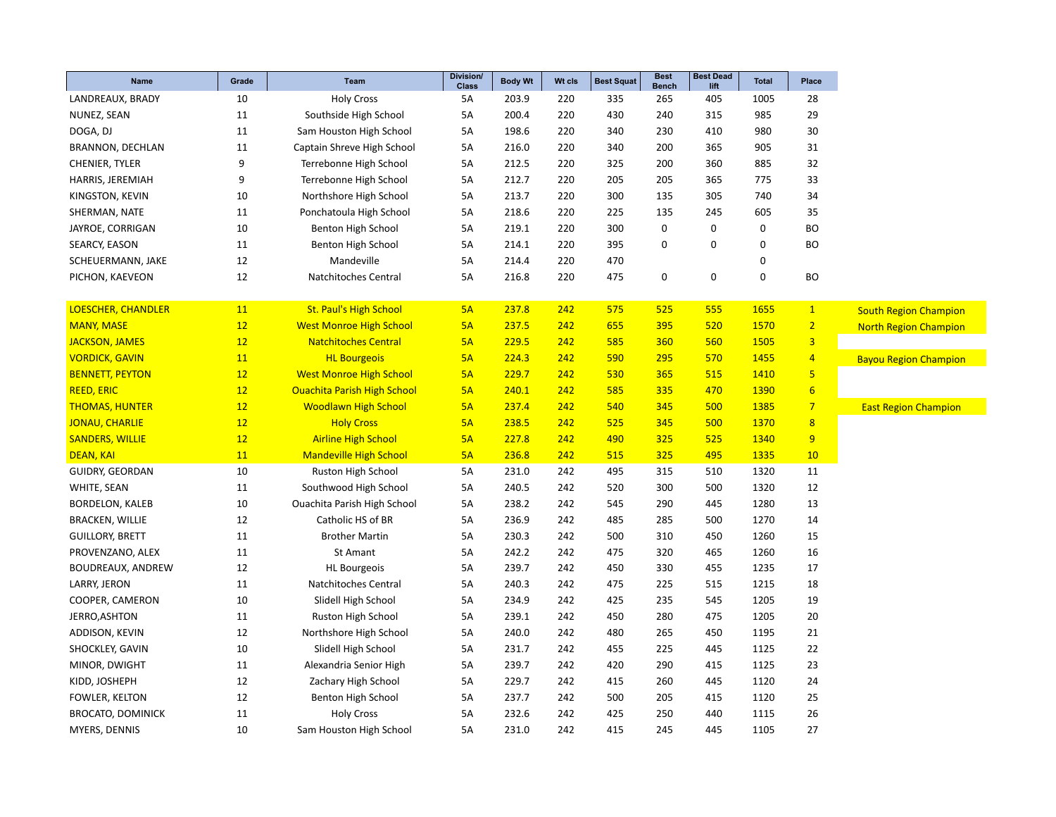| Name | Grade | Team | Division/ Class | Body Wt | Wt cls | Best Squat | Best Bench | Best Dead lift | Total | Place | |
|---|---|---|---|---|---|---|---|---|---|---|---|
| LANDREAUX, BRADY | 10 | Holy Cross | 5A | 203.9 | 220 | 335 | 265 | 405 | 1005 | 28 | |
| NUNEZ, SEAN | 11 | Southside High School | 5A | 200.4 | 220 | 430 | 240 | 315 | 985 | 29 | |
| DOGA, DJ | 11 | Sam Houston High School | 5A | 198.6 | 220 | 340 | 230 | 410 | 980 | 30 | |
| BRANNON, DECHLAN | 11 | Captain Shreve High School | 5A | 216.0 | 220 | 340 | 200 | 365 | 905 | 31 | |
| CHENIER, TYLER | 9 | Terrebonne High School | 5A | 212.5 | 220 | 325 | 200 | 360 | 885 | 32 | |
| HARRIS, JEREMIAH | 9 | Terrebonne High School | 5A | 212.7 | 220 | 205 | 205 | 365 | 775 | 33 | |
| KINGSTON, KEVIN | 10 | Northshore High School | 5A | 213.7 | 220 | 300 | 135 | 305 | 740 | 34 | |
| SHERMAN, NATE | 11 | Ponchatoula High School | 5A | 218.6 | 220 | 225 | 135 | 245 | 605 | 35 | |
| JAYROE, CORRIGAN | 10 | Benton High School | 5A | 219.1 | 220 | 300 | 0 | 0 | 0 | BO | |
| SEARCY, EASON | 11 | Benton High School | 5A | 214.1 | 220 | 395 | 0 | 0 | 0 | BO | |
| SCHEUERMANN, JAKE | 12 | Mandeville | 5A | 214.4 | 220 | 470 | | | 0 | | |
| PICHON, KAEVEON | 12 | Natchitoches Central | 5A | 216.8 | 220 | 475 | 0 | 0 | 0 | BO | |
| | | | | | | | | | | | |
| LOESCHER, CHANDLER | 11 | St. Paul's High School | 5A | 237.8 | 242 | 575 | 525 | 555 | 1655 | 1 | South Region Champion |
| MANY, MASE | 12 | West Monroe High School | 5A | 237.5 | 242 | 655 | 395 | 520 | 1570 | 2 | North Region Champion |
| JACKSON, JAMES | 12 | Natchitoches Central | 5A | 229.5 | 242 | 585 | 360 | 560 | 1505 | 3 | |
| VORDICK, GAVIN | 11 | HL Bourgeois | 5A | 224.3 | 242 | 590 | 295 | 570 | 1455 | 4 | Bayou Region Champion |
| BENNETT, PEYTON | 12 | West Monroe High School | 5A | 229.7 | 242 | 530 | 365 | 515 | 1410 | 5 | |
| REED, ERIC | 12 | Ouachita Parish High School | 5A | 240.1 | 242 | 585 | 335 | 470 | 1390 | 6 | |
| THOMAS, HUNTER | 12 | Woodlawn High School | 5A | 237.4 | 242 | 540 | 345 | 500 | 1385 | 7 | East Region Champion |
| JONAU, CHARLIE | 12 | Holy Cross | 5A | 238.5 | 242 | 525 | 345 | 500 | 1370 | 8 | |
| SANDERS, WILLIE | 12 | Airline High School | 5A | 227.8 | 242 | 490 | 325 | 525 | 1340 | 9 | |
| DEAN, KAI | 11 | Mandeville High School | 5A | 236.8 | 242 | 515 | 325 | 495 | 1335 | 10 | |
| GUIDRY, GEORDAN | 10 | Ruston High School | 5A | 231.0 | 242 | 495 | 315 | 510 | 1320 | 11 | |
| WHITE, SEAN | 11 | Southwood High School | 5A | 240.5 | 242 | 520 | 300 | 500 | 1320 | 12 | |
| BORDELON, KALEB | 10 | Ouachita Parish High School | 5A | 238.2 | 242 | 545 | 290 | 445 | 1280 | 13 | |
| BRACKEN, WILLIE | 12 | Catholic HS of BR | 5A | 236.9 | 242 | 485 | 285 | 500 | 1270 | 14 | |
| GUILLORY, BRETT | 11 | Brother Martin | 5A | 230.3 | 242 | 500 | 310 | 450 | 1260 | 15 | |
| PROVENZANO, ALEX | 11 | St Amant | 5A | 242.2 | 242 | 475 | 320 | 465 | 1260 | 16 | |
| BOUDREAUX, ANDREW | 12 | HL Bourgeois | 5A | 239.7 | 242 | 450 | 330 | 455 | 1235 | 17 | |
| LARRY, JERON | 11 | Natchitoches Central | 5A | 240.3 | 242 | 475 | 225 | 515 | 1215 | 18 | |
| COOPER, CAMERON | 10 | Slidell High School | 5A | 234.9 | 242 | 425 | 235 | 545 | 1205 | 19 | |
| JERRO,ASHTON | 11 | Ruston High School | 5A | 239.1 | 242 | 450 | 280 | 475 | 1205 | 20 | |
| ADDISON, KEVIN | 12 | Northshore High School | 5A | 240.0 | 242 | 480 | 265 | 450 | 1195 | 21 | |
| SHOCKLEY, GAVIN | 10 | Slidell High School | 5A | 231.7 | 242 | 455 | 225 | 445 | 1125 | 22 | |
| MINOR, DWIGHT | 11 | Alexandria Senior High | 5A | 239.7 | 242 | 420 | 290 | 415 | 1125 | 23 | |
| KIDD, JOSHEPH | 12 | Zachary High School | 5A | 229.7 | 242 | 415 | 260 | 445 | 1120 | 24 | |
| FOWLER, KELTON | 12 | Benton High School | 5A | 237.7 | 242 | 500 | 205 | 415 | 1120 | 25 | |
| BROCATO, DOMINICK | 11 | Holy Cross | 5A | 232.6 | 242 | 425 | 250 | 440 | 1115 | 26 | |
| MYERS, DENNIS | 10 | Sam Houston High School | 5A | 231.0 | 242 | 415 | 245 | 445 | 1105 | 27 | |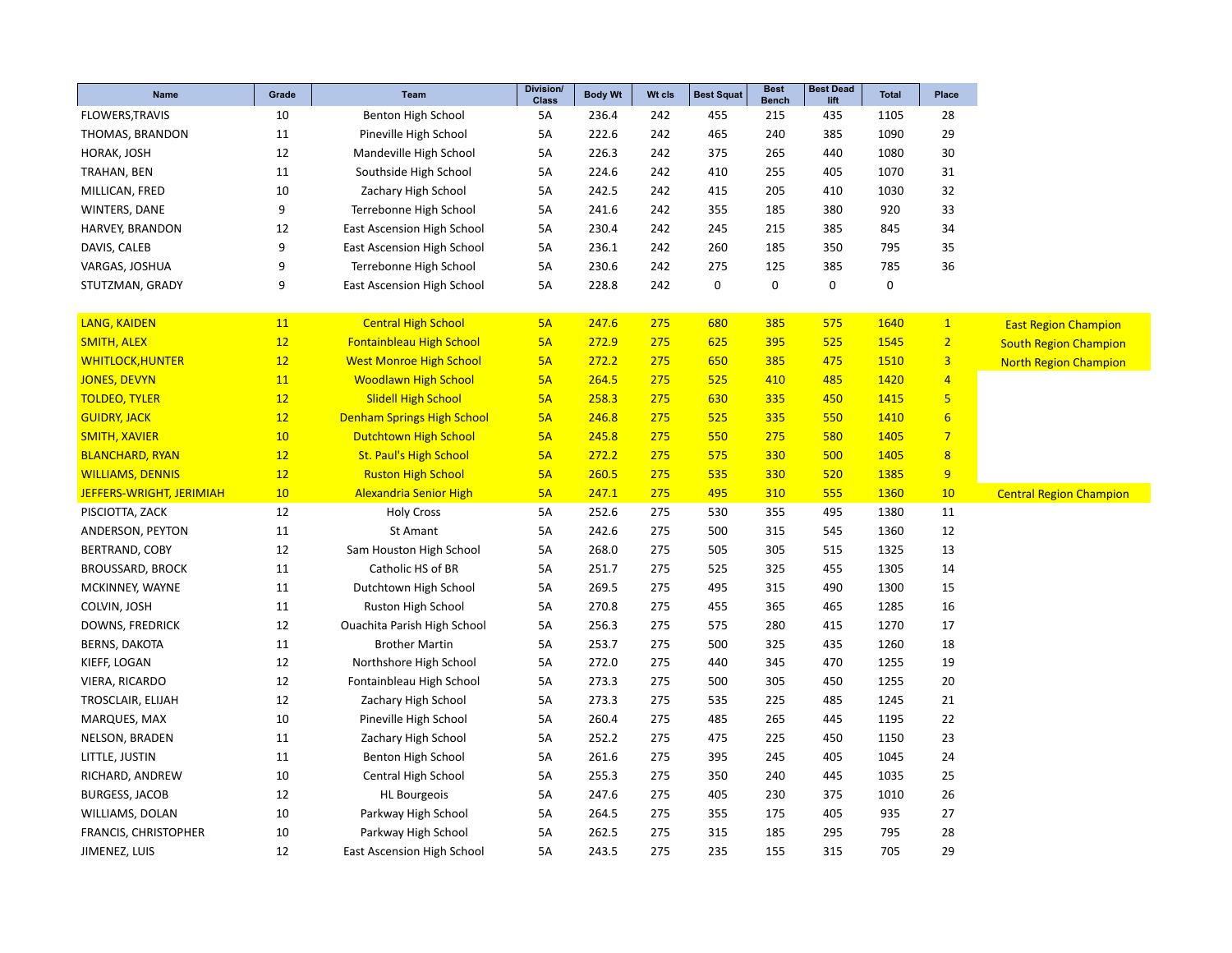| Name | Grade | Team | Division/ Class | Body Wt | Wt cls | Best Squat | Best Bench | Best Dead lift | Total | Place | |
|---|---|---|---|---|---|---|---|---|---|---|---|
| FLOWERS,TRAVIS | 10 | Benton High School | 5A | 236.4 | 242 | 455 | 215 | 435 | 1105 | 28 | |
| THOMAS, BRANDON | 11 | Pineville High School | 5A | 222.6 | 242 | 465 | 240 | 385 | 1090 | 29 | |
| HORAK, JOSH | 12 | Mandeville High School | 5A | 226.3 | 242 | 375 | 265 | 440 | 1080 | 30 | |
| TRAHAN, BEN | 11 | Southside High School | 5A | 224.6 | 242 | 410 | 255 | 405 | 1070 | 31 | |
| MILLICAN, FRED | 10 | Zachary High School | 5A | 242.5 | 242 | 415 | 205 | 410 | 1030 | 32 | |
| WINTERS, DANE | 9 | Terrebonne High School | 5A | 241.6 | 242 | 355 | 185 | 380 | 920 | 33 | |
| HARVEY, BRANDON | 12 | East Ascension High School | 5A | 230.4 | 242 | 245 | 215 | 385 | 845 | 34 | |
| DAVIS, CALEB | 9 | East Ascension High School | 5A | 236.1 | 242 | 260 | 185 | 350 | 795 | 35 | |
| VARGAS, JOSHUA | 9 | Terrebonne High School | 5A | 230.6 | 242 | 275 | 125 | 385 | 785 | 36 | |
| STUTZMAN, GRADY | 9 | East Ascension High School | 5A | 228.8 | 242 | 0 | 0 | 0 | 0 | | |
| | | | | | | | | | | | |
| LANG, KAIDEN | 11 | Central High School | 5A | 247.6 | 275 | 680 | 385 | 575 | 1640 | 1 | East Region Champion |
| SMITH, ALEX | 12 | Fontainbleau High School | 5A | 272.9 | 275 | 625 | 395 | 525 | 1545 | 2 | South Region Champion |
| WHITLOCK,HUNTER | 12 | West Monroe High School | 5A | 272.2 | 275 | 650 | 385 | 475 | 1510 | 3 | North Region Champion |
| JONES, DEVYN | 11 | Woodlawn High School | 5A | 264.5 | 275 | 525 | 410 | 485 | 1420 | 4 | |
| TOLDEO, TYLER | 12 | Slidell High School | 5A | 258.3 | 275 | 630 | 335 | 450 | 1415 | 5 | |
| GUIDRY, JACK | 12 | Denham Springs High School | 5A | 246.8 | 275 | 525 | 335 | 550 | 1410 | 6 | |
| SMITH, XAVIER | 10 | Dutchtown High School | 5A | 245.8 | 275 | 550 | 275 | 580 | 1405 | 7 | |
| BLANCHARD, RYAN | 12 | St. Paul's High School | 5A | 272.2 | 275 | 575 | 330 | 500 | 1405 | 8 | |
| WILLIAMS, DENNIS | 12 | Ruston High School | 5A | 260.5 | 275 | 535 | 330 | 520 | 1385 | 9 | |
| JEFFERS-WRIGHT, JERIMIAH | 10 | Alexandria Senior High | 5A | 247.1 | 275 | 495 | 310 | 555 | 1360 | 10 | Central Region Champion |
| PISCIOTTA, ZACK | 12 | Holy Cross | 5A | 252.6 | 275 | 530 | 355 | 495 | 1380 | 11 | |
| ANDERSON, PEYTON | 11 | St Amant | 5A | 242.6 | 275 | 500 | 315 | 545 | 1360 | 12 | |
| BERTRAND, COBY | 12 | Sam Houston High School | 5A | 268.0 | 275 | 505 | 305 | 515 | 1325 | 13 | |
| BROUSSARD, BROCK | 11 | Catholic HS of BR | 5A | 251.7 | 275 | 525 | 325 | 455 | 1305 | 14 | |
| MCKINNEY, WAYNE | 11 | Dutchtown High School | 5A | 269.5 | 275 | 495 | 315 | 490 | 1300 | 15 | |
| COLVIN, JOSH | 11 | Ruston High School | 5A | 270.8 | 275 | 455 | 365 | 465 | 1285 | 16 | |
| DOWNS, FREDRICK | 12 | Ouachita Parish High School | 5A | 256.3 | 275 | 575 | 280 | 415 | 1270 | 17 | |
| BERNS, DAKOTA | 11 | Brother Martin | 5A | 253.7 | 275 | 500 | 325 | 435 | 1260 | 18 | |
| KIEFF, LOGAN | 12 | Northshore High School | 5A | 272.0 | 275 | 440 | 345 | 470 | 1255 | 19 | |
| VIERA, RICARDO | 12 | Fontainbleau High School | 5A | 273.3 | 275 | 500 | 305 | 450 | 1255 | 20 | |
| TROSCLAIR, ELIJAH | 12 | Zachary High School | 5A | 273.3 | 275 | 535 | 225 | 485 | 1245 | 21 | |
| MARQUES, MAX | 10 | Pineville High School | 5A | 260.4 | 275 | 485 | 265 | 445 | 1195 | 22 | |
| NELSON, BRADEN | 11 | Zachary High School | 5A | 252.2 | 275 | 475 | 225 | 450 | 1150 | 23 | |
| LITTLE, JUSTIN | 11 | Benton High School | 5A | 261.6 | 275 | 395 | 245 | 405 | 1045 | 24 | |
| RICHARD, ANDREW | 10 | Central High School | 5A | 255.3 | 275 | 350 | 240 | 445 | 1035 | 25 | |
| BURGESS, JACOB | 12 | HL Bourgeois | 5A | 247.6 | 275 | 405 | 230 | 375 | 1010 | 26 | |
| WILLIAMS, DOLAN | 10 | Parkway High School | 5A | 264.5 | 275 | 355 | 175 | 405 | 935 | 27 | |
| FRANCIS, CHRISTOPHER | 10 | Parkway High School | 5A | 262.5 | 275 | 315 | 185 | 295 | 795 | 28 | |
| JIMENEZ, LUIS | 12 | East Ascension High School | 5A | 243.5 | 275 | 235 | 155 | 315 | 705 | 29 | |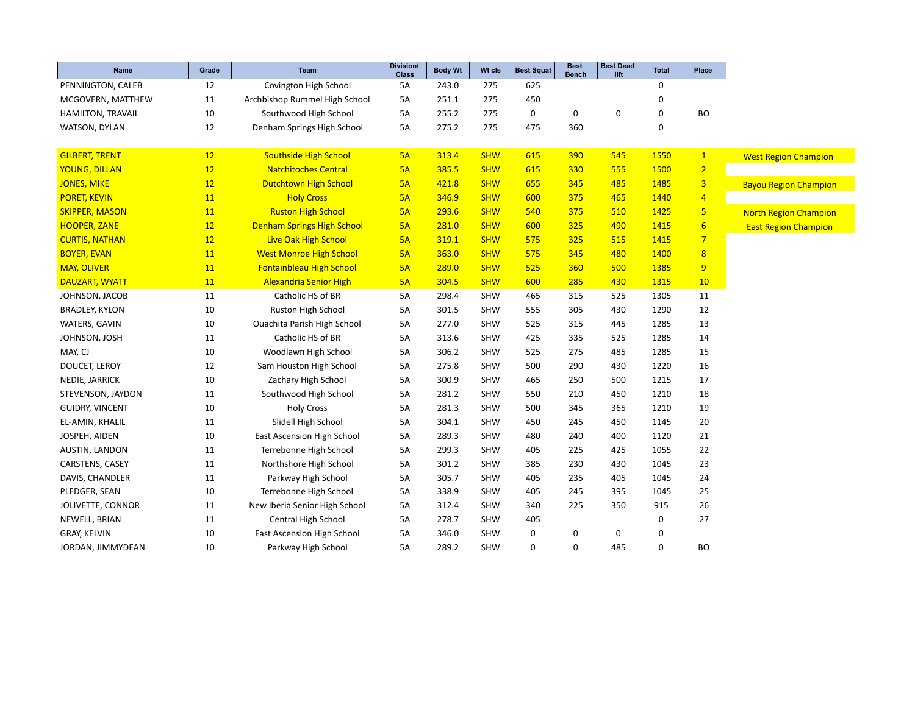| Name | Grade | Team | Division/ Class | Body Wt | Wt cls | Best Squat | Best Bench | Best Dead lift | Total | Place | |
|---|---|---|---|---|---|---|---|---|---|---|---|
| PENNINGTON, CALEB | 12 | Covington High School | 5A | 243.0 | 275 | 625 | | | 0 | | |
| MCGOVERN, MATTHEW | 11 | Archbishop Rummel High School | 5A | 251.1 | 275 | 450 | | | 0 | | |
| HAMILTON, TRAVAIL | 10 | Southwood High School | 5A | 255.2 | 275 | 0 | 0 | 0 | 0 | BO | |
| WATSON, DYLAN | 12 | Denham Springs High School | 5A | 275.2 | 275 | 475 | 360 | | 0 | | |
| | | | | | | | | | | | |
| GILBERT, TRENT | 12 | Southside High School | 5A | 313.4 | SHW | 615 | 390 | 545 | 1550 | 1 | West Region Champion |
| YOUNG, DILLAN | 12 | Natchitoches Central | 5A | 385.5 | SHW | 615 | 330 | 555 | 1500 | 2 | |
| JONES, MIKE | 12 | Dutchtown High School | 5A | 421.8 | SHW | 655 | 345 | 485 | 1485 | 3 | Bayou Region Champion |
| PORET, KEVIN | 11 | Holy Cross | 5A | 346.9 | SHW | 600 | 375 | 465 | 1440 | 4 | |
| SKIPPER, MASON | 11 | Ruston High School | 5A | 293.6 | SHW | 540 | 375 | 510 | 1425 | 5 | North Region Champion |
| HOOPER, ZANE | 12 | Denham Springs High School | 5A | 281.0 | SHW | 600 | 325 | 490 | 1415 | 6 | East Region Champion |
| CURTIS, NATHAN | 12 | Live Oak High School | 5A | 319.1 | SHW | 575 | 325 | 515 | 1415 | 7 | |
| BOYER, EVAN | 11 | West Monroe High School | 5A | 363.0 | SHW | 575 | 345 | 480 | 1400 | 8 | |
| MAY, OLIVER | 11 | Fontainbleau High School | 5A | 289.0 | SHW | 525 | 360 | 500 | 1385 | 9 | |
| DAUZART, WYATT | 11 | Alexandria Senior High | 5A | 304.5 | SHW | 600 | 285 | 430 | 1315 | 10 | |
| JOHNSON, JACOB | 11 | Catholic HS of BR | 5A | 298.4 | SHW | 465 | 315 | 525 | 1305 | 11 | |
| BRADLEY, KYLON | 10 | Ruston High School | 5A | 301.5 | SHW | 555 | 305 | 430 | 1290 | 12 | |
| WATERS, GAVIN | 10 | Ouachita Parish High School | 5A | 277.0 | SHW | 525 | 315 | 445 | 1285 | 13 | |
| JOHNSON, JOSH | 11 | Catholic HS of BR | 5A | 313.6 | SHW | 425 | 335 | 525 | 1285 | 14 | |
| MAY, CJ | 10 | Woodlawn High School | 5A | 306.2 | SHW | 525 | 275 | 485 | 1285 | 15 | |
| DOUCET, LEROY | 12 | Sam Houston High School | 5A | 275.8 | SHW | 500 | 290 | 430 | 1220 | 16 | |
| NEDIE, JARRICK | 10 | Zachary High School | 5A | 300.9 | SHW | 465 | 250 | 500 | 1215 | 17 | |
| STEVENSON, JAYDON | 11 | Southwood High School | 5A | 281.2 | SHW | 550 | 210 | 450 | 1210 | 18 | |
| GUIDRY, VINCENT | 10 | Holy Cross | 5A | 281.3 | SHW | 500 | 345 | 365 | 1210 | 19 | |
| EL-AMIN, KHALIL | 11 | Slidell High School | 5A | 304.1 | SHW | 450 | 245 | 450 | 1145 | 20 | |
| JOSPEH, AIDEN | 10 | East Ascension High School | 5A | 289.3 | SHW | 480 | 240 | 400 | 1120 | 21 | |
| AUSTIN, LANDON | 11 | Terrebonne High School | 5A | 299.3 | SHW | 405 | 225 | 425 | 1055 | 22 | |
| CARSTENS, CASEY | 11 | Northshore High School | 5A | 301.2 | SHW | 385 | 230 | 430 | 1045 | 23 | |
| DAVIS, CHANDLER | 11 | Parkway High School | 5A | 305.7 | SHW | 405 | 235 | 405 | 1045 | 24 | |
| PLEDGER, SEAN | 10 | Terrebonne High School | 5A | 338.9 | SHW | 405 | 245 | 395 | 1045 | 25 | |
| JOLIVETTE, CONNOR | 11 | New Iberia Senior High School | 5A | 312.4 | SHW | 340 | 225 | 350 | 915 | 26 | |
| NEWELL, BRIAN | 11 | Central High School | 5A | 278.7 | SHW | 405 | | | 0 | 27 | |
| GRAY, KELVIN | 10 | East Ascension High School | 5A | 346.0 | SHW | 0 | 0 | 0 | 0 | | |
| JORDAN, JIMMYDEAN | 10 | Parkway High School | 5A | 289.2 | SHW | 0 | 0 | 485 | 0 | BO | |